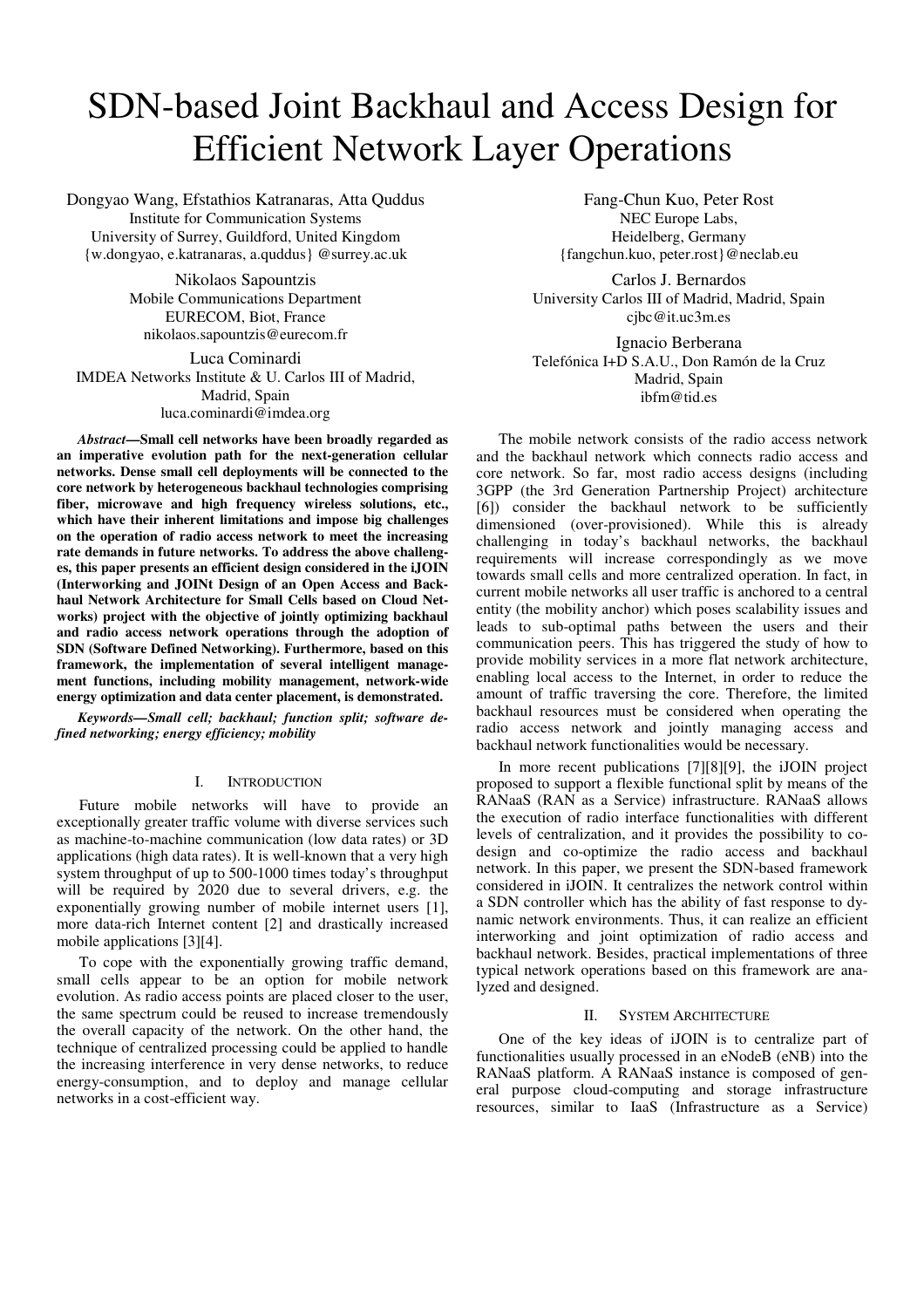# SDN-based Joint Backhaul and Access Design for Efficient Network Layer Operations

Dongyao Wang, Efstathios Katranaras, Atta Quddus
Institute for Communication Systems
University of Surrey, Guildford, United Kingdom
{w.dongyao, e.katranaras, a.quddus} @surrey.ac.uk

Nikolaos Sapountzis
Mobile Communications Department
EURECOM, Biot, France
nikolaos.sapountzis@eurecom.fr

Luca Cominardi
IMDEA Networks Institute & U. Carlos III of Madrid,
Madrid, Spain
luca.cominardi@imdea.org

Fang-Chun Kuo, Peter Rost
NEC Europe Labs,
Heidelberg, Germany
{fangchun.kuo, peter.rost}@neclab.eu

Carlos J. Bernardos
University Carlos III of Madrid, Madrid, Spain
cjbc@it.uc3m.es

Ignacio Berberana
Telefónica I+D S.A.U., Don Ramón de la Cruz
Madrid, Spain
ibfm@tid.es

***Abstract*—Small cell networks have been broadly regarded as an imperative evolution path for the next-generation cellular networks. Dense small cell deployments will be connected to the core network by heterogeneous backhaul technologies comprising fiber, microwave and high frequency wireless solutions, etc., which have their inherent limitations and impose big challenges on the operation of radio access network to meet the increasing rate demands in future networks. To address the above challenges, this paper presents an efficient design considered in the iJOIN (Interworking and JOINt Design of an Open Access and Backhaul Network Architecture for Small Cells based on Cloud Networks) project with the objective of jointly optimizing backhaul and radio access network operations through the adoption of SDN (Software Defined Networking). Furthermore, based on this framework, the implementation of several intelligent management functions, including mobility management, network-wide energy optimization and data center placement, is demonstrated.**

***Keywords—Small cell; backhaul; function split; software defined networking; energy efficiency; mobility***

## I. INTRODUCTION

Future mobile networks will have to provide an exceptionally greater traffic volume with diverse services such as machine-to-machine communication (low data rates) or 3D applications (high data rates). It is well-known that a very high system throughput of up to 500-1000 times today's throughput will be required by 2020 due to several drivers, e.g. the exponentially growing number of mobile internet users [1], more data-rich Internet content [2] and drastically increased mobile applications [3][4].

To cope with the exponentially growing traffic demand, small cells appear to be an option for mobile network evolution. As radio access points are placed closer to the user, the same spectrum could be reused to increase tremendously the overall capacity of the network. On the other hand, the technique of centralized processing could be applied to handle the increasing interference in very dense networks, to reduce energy-consumption, and to deploy and manage cellular networks in a cost-efficient way.

The mobile network consists of the radio access network and the backhaul network which connects radio access and core network. So far, most radio access designs (including 3GPP (the 3rd Generation Partnership Project) architecture [6]) consider the backhaul network to be sufficiently dimensioned (over-provisioned). While this is already challenging in today's backhaul networks, the backhaul requirements will increase correspondingly as we move towards small cells and more centralized operation. In fact, in current mobile networks all user traffic is anchored to a central entity (the mobility anchor) which poses scalability issues and leads to sub-optimal paths between the users and their communication peers. This has triggered the study of how to provide mobility services in a more flat network architecture, enabling local access to the Internet, in order to reduce the amount of traffic traversing the core. Therefore, the limited backhaul resources must be considered when operating the radio access network and jointly managing access and backhaul network functionalities would be necessary.

In more recent publications [7][8][9], the iJOIN project proposed to support a flexible functional split by means of the RANaaS (RAN as a Service) infrastructure. RANaaS allows the execution of radio interface functionalities with different levels of centralization, and it provides the possibility to co-design and co-optimize the radio access and backhaul network. In this paper, we present the SDN-based framework considered in iJOIN. It centralizes the network control within a SDN controller which has the ability of fast response to dynamic network environments. Thus, it can realize an efficient interworking and joint optimization of radio access and backhaul network. Besides, practical implementations of three typical network operations based on this framework are analyzed and designed.

## II. SYSTEM ARCHITECTURE

One of the key ideas of iJOIN is to centralize part of functionalities usually processed in an eNodeB (eNB) into the RANaaS platform. A RANaaS instance is composed of general purpose cloud-computing and storage infrastructure resources, similar to IaaS (Infrastructure as a Service)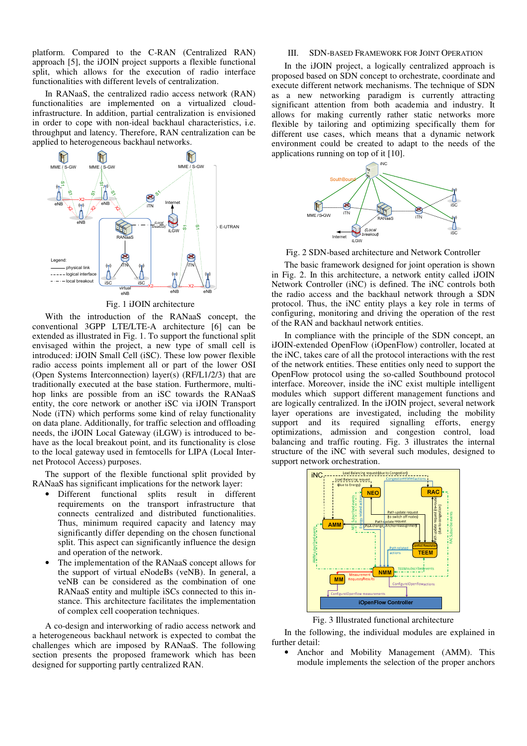platform. Compared to the C-RAN (Centralized RAN) approach [5], the iJOIN project supports a flexible functional split, which allows for the execution of radio interface functionalities with different levels of centralization.

In RANaaS, the centralized radio access network (RAN) functionalities are implemented on a virtualized cloud-infrastructure. In addition, partial centralization is envisioned in order to cope with non-ideal backhaul characteristics, i.e. throughput and latency. Therefore, RAN centralization can be applied to heterogeneous backhaul networks.

Fig. 1 iJOIN architecture

With the introduction of the RANaaS concept, the conventional 3GPP LTE/LTE-A architecture [6] can be extended as illustrated in Fig. 1. To support the functional split envisaged within the project, a new type of small cell is introduced: iJOIN Small Cell (iSC). These low power flexible radio access points implement all or part of the lower OSI (Open Systems Interconnection) layer(s) (RF/L1/2/3) that are traditionally executed at the base station. Furthermore, multi-hop links are possible from an iSC towards the RANaaS entity, the core network or another iSC via iJOIN Transport Node (iTN) which performs some kind of relay functionality on data plane. Additionally, for traffic selection and offloading needs, the iJOIN Local Gateway (iLGW) is introduced to behave as the local breakout point, and its functionality is close to the local gateway used in femtocells for LIPA (Local Internet Protocol Access) purposes.

The support of the flexible functional split provided by RANaaS has significant implications for the network layer:

- Different functional splits result in different requirements on the transport infrastructure that connects centralized and distributed functionalities. Thus, minimum required capacity and latency may significantly differ depending on the chosen functional split. This aspect can significantly influence the design and operation of the network.
- The implementation of the RANaaS concept allows for the support of virtual eNodeBs (veNB). In general, a veNB can be considered as the combination of one RANaaS entity and multiple iSCs connected to this instance. This architecture facilitates the implementation of complex cell cooperation techniques.

A co-design and interworking of radio access network and a heterogeneous backhaul network is expected to combat the challenges which are imposed by RANaaS. The following section presents the proposed framework which has been designed for supporting partly centralized RAN.

## III. SDN-based Framework for Joint Operation

In the iJOIN project, a logically centralized approach is proposed based on SDN concept to orchestrate, coordinate and execute different network mechanisms. The technique of SDN as a new networking paradigm is currently attracting significant attention from both academia and industry. It allows for making currently rather static networks more flexible by tailoring and optimizing specifically them for different use cases, which means that a dynamic network environment could be created to adapt to the needs of the applications running on top of it [10].

Fig. 2 SDN-based architecture and Network Controller

The basic framework designed for joint operation is shown in Fig. 2. In this architecture, a network entity called iJOIN Network Controller (iNC) is defined. The iNC controls both the radio access and the backhaul network through a SDN protocol. Thus, the iNC entity plays a key role in terms of configuring, monitoring and driving the operation of the rest of the RAN and backhaul network entities.

In compliance with the principle of the SDN concept, an iJOIN-extended OpenFlow (iOpenFlow) controller, located at the iNC, takes care of all the protocol interactions with the rest of the network entities. These entities only need to support the OpenFlow protocol using the so-called Southbound protocol interface. Moreover, inside the iNC exist multiple intelligent modules which support different management functions and are logically centralized. In the iJOIN project, several network layer operations are investigated, including the mobility support and its required signalling efforts, energy optimizations, admission and congestion control, load balancing and traffic routing. Fig. 3 illustrates the internal structure of the iNC with several such modules, designed to support network orchestration.

Fig. 3 Illustrated functional architecture

In the following, the individual modules are explained in further detail:

- Anchor and Mobility Management (AMM). This module implements the selection of the proper anchors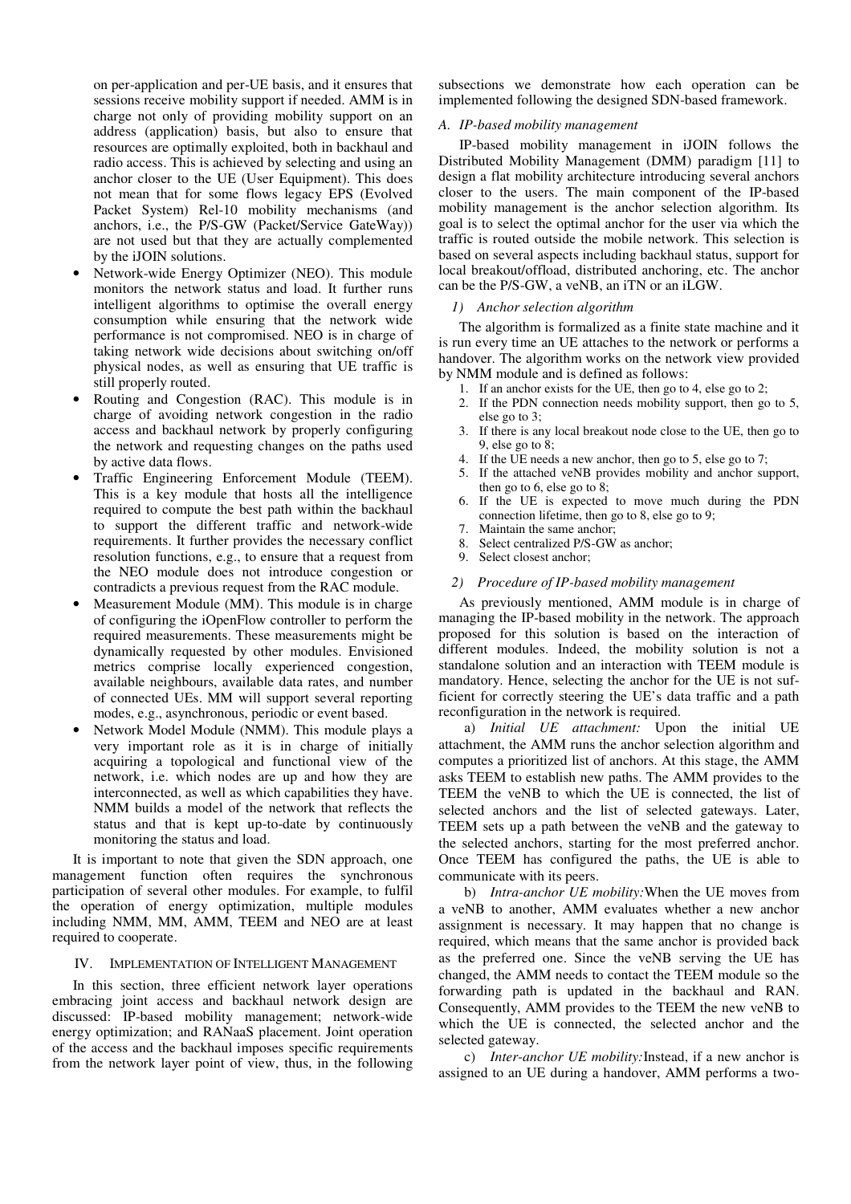on per-application and per-UE basis, and it ensures that sessions receive mobility support if needed. AMM is in charge not only of providing mobility support on an address (application) basis, but also to ensure that resources are optimally exploited, both in backhaul and radio access. This is achieved by selecting and using an anchor closer to the UE (User Equipment). This does not mean that for some flows legacy EPS (Evolved Packet System) Rel-10 mobility mechanisms (and anchors, i.e., the P/S-GW (Packet/Service GateWay)) are not used but that they are actually complemented by the iJOIN solutions.

- Network-wide Energy Optimizer (NEO). This module monitors the network status and load. It further runs intelligent algorithms to optimise the overall energy consumption while ensuring that the network wide performance is not compromised. NEO is in charge of taking network wide decisions about switching on/off physical nodes, as well as ensuring that UE traffic is still properly routed.
- Routing and Congestion (RAC). This module is in charge of avoiding network congestion in the radio access and backhaul network by properly configuring the network and requesting changes on the paths used by active data flows.
- Traffic Engineering Enforcement Module (TEEM). This is a key module that hosts all the intelligence required to compute the best path within the backhaul to support the different traffic and network-wide requirements. It further provides the necessary conflict resolution functions, e.g., to ensure that a request from the NEO module does not introduce congestion or contradicts a previous request from the RAC module.
- Measurement Module (MM). This module is in charge of configuring the iOpenFlow controller to perform the required measurements. These measurements might be dynamically requested by other modules. Envisioned metrics comprise locally experienced congestion, available neighbours, available data rates, and number of connected UEs. MM will support several reporting modes, e.g., asynchronous, periodic or event based.
- Network Model Module (NMM). This module plays a very important role as it is in charge of initially acquiring a topological and functional view of the network, i.e. which nodes are up and how they are interconnected, as well as which capabilities they have. NMM builds a model of the network that reflects the status and that is kept up-to-date by continuously monitoring the status and load.

It is important to note that given the SDN approach, one management function often requires the synchronous participation of several other modules. For example, to fulfil the operation of energy optimization, multiple modules including NMM, MM, AMM, TEEM and NEO are at least required to cooperate.

## IV. Implementation of Intelligent Management

In this section, three efficient network layer operations embracing joint access and backhaul network design are discussed: IP-based mobility management; network-wide energy optimization; and RANaaS placement. Joint operation of the access and the backhaul imposes specific requirements from the network layer point of view, thus, in the following subsections we demonstrate how each operation can be implemented following the designed SDN-based framework.

### A. IP-based mobility management

IP-based mobility management in iJOIN follows the Distributed Mobility Management (DMM) paradigm [11] to design a flat mobility architecture introducing several anchors closer to the users. The main component of the IP-based mobility management is the anchor selection algorithm. Its goal is to select the optimal anchor for the user via which the traffic is routed outside the mobile network. This selection is based on several aspects including backhaul status, support for local breakout/offload, distributed anchoring, etc. The anchor can be the P/S-GW, a veNB, an iTN or an iLGW.

#### 1) Anchor selection algorithm

The algorithm is formalized as a finite state machine and it is run every time an UE attaches to the network or performs a handover. The algorithm works on the network view provided by NMM module and is defined as follows:

1. If an anchor exists for the UE, then go to 4, else go to 2;
2. If the PDN connection needs mobility support, then go to 5, else go to 3;
3. If there is any local breakout node close to the UE, then go to 9, else go to 8;
4. If the UE needs a new anchor, then go to 5, else go to 7;
5. If the attached veNB provides mobility and anchor support, then go to 6, else go to 8;
6. If the UE is expected to move much during the PDN connection lifetime, then go to 8, else go to 9;
7. Maintain the same anchor;
8. Select centralized P/S-GW as anchor;
9. Select closest anchor;

#### 2) Procedure of IP-based mobility management

As previously mentioned, AMM module is in charge of managing the IP-based mobility in the network. The approach proposed for this solution is based on the interaction of different modules. Indeed, the mobility solution is not a standalone solution and an interaction with TEEM module is mandatory. Hence, selecting the anchor for the UE is not sufficient for correctly steering the UE's data traffic and a path reconfiguration in the network is required.

a) *Initial UE attachment:* Upon the initial UE attachment, the AMM runs the anchor selection algorithm and computes a prioritized list of anchors. At this stage, the AMM asks TEEM to establish new paths. The AMM provides to the TEEM the veNB to which the UE is connected, the list of selected anchors and the list of selected gateways. Later, TEEM sets up a path between the veNB and the gateway to the selected anchors, starting for the most preferred anchor. Once TEEM has configured the paths, the UE is able to communicate with its peers.

b) *Intra-anchor UE mobility:* When the UE moves from a veNB to another, AMM evaluates whether a new anchor assignment is necessary. It may happen that no change is required, which means that the same anchor is provided back as the preferred one. Since the veNB serving the UE has changed, the AMM needs to contact the TEEM module so the forwarding path is updated in the backhaul and RAN. Consequently, AMM provides to the TEEM the new veNB to which the UE is connected, the selected anchor and the selected gateway.

c) *Inter-anchor UE mobility:* Instead, if a new anchor is assigned to an UE during a handover, AMM performs a two-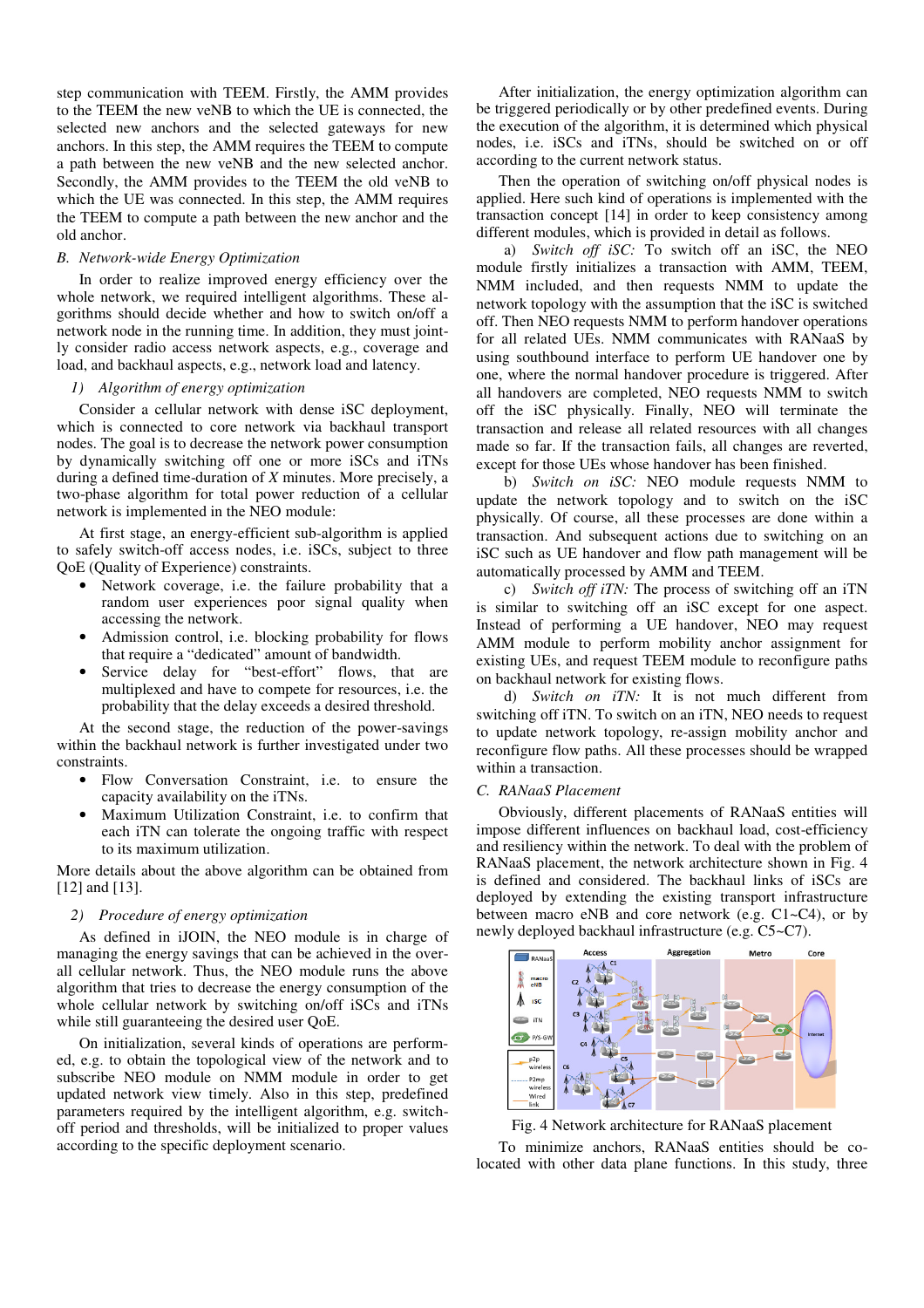step communication with TEEM. Firstly, the AMM provides to the TEEM the new veNB to which the UE is connected, the selected new anchors and the selected gateways for new anchors. In this step, the AMM requires the TEEM to compute a path between the new veNB and the new selected anchor. Secondly, the AMM provides to the TEEM the old veNB to which the UE was connected. In this step, the AMM requires the TEEM to compute a path between the new anchor and the old anchor.

### *B. Network-wide Energy Optimization*

In order to realize improved energy efficiency over the whole network, we required intelligent algorithms. These algorithms should decide whether and how to switch on/off a network node in the running time. In addition, they must jointly consider radio access network aspects, e.g., coverage and load, and backhaul aspects, e.g., network load and latency.

#### *1) Algorithm of energy optimization*

Consider a cellular network with dense iSC deployment, which is connected to core network via backhaul transport nodes. The goal is to decrease the network power consumption by dynamically switching off one or more iSCs and iTNs during a defined time-duration of *X* minutes. More precisely, a two-phase algorithm for total power reduction of a cellular network is implemented in the NEO module:

At first stage, an energy-efficient sub-algorithm is applied to safely switch-off access nodes, i.e. iSCs, subject to three QoE (Quality of Experience) constraints.

- Network coverage, i.e. the failure probability that a random user experiences poor signal quality when accessing the network.
- Admission control, i.e. blocking probability for flows that require a "dedicated" amount of bandwidth.
- Service delay for "best-effort" flows, that are multiplexed and have to compete for resources, i.e. the probability that the delay exceeds a desired threshold.

At the second stage, the reduction of the power-savings within the backhaul network is further investigated under two constraints.

- Flow Conversation Constraint, i.e. to ensure the capacity availability on the iTNs.
- Maximum Utilization Constraint, i.e. to confirm that each iTN can tolerate the ongoing traffic with respect to its maximum utilization.

More details about the above algorithm can be obtained from [12] and [13].

#### *2) Procedure of energy optimization*

As defined in iJOIN, the NEO module is in charge of managing the energy savings that can be achieved in the overall cellular network. Thus, the NEO module runs the above algorithm that tries to decrease the energy consumption of the whole cellular network by switching on/off iSCs and iTNs while still guaranteeing the desired user QoE.

On initialization, several kinds of operations are performed, e.g. to obtain the topological view of the network and to subscribe NEO module on NMM module in order to get updated network view timely. Also in this step, predefined parameters required by the intelligent algorithm, e.g. switch-off period and thresholds, will be initialized to proper values according to the specific deployment scenario.

After initialization, the energy optimization algorithm can be triggered periodically or by other predefined events. During the execution of the algorithm, it is determined which physical nodes, i.e. iSCs and iTNs, should be switched on or off according to the current network status.

Then the operation of switching on/off physical nodes is applied. Here such kind of operations is implemented with the transaction concept [14] in order to keep consistency among different modules, which is provided in detail as follows.

a) *Switch off iSC:* To switch off an iSC, the NEO module firstly initializes a transaction with AMM, TEEM, NMM included, and then requests NMM to update the network topology with the assumption that the iSC is switched off. Then NEO requests NMM to perform handover operations for all related UEs. NMM communicates with RANaaS by using southbound interface to perform UE handover one by one, where the normal handover procedure is triggered. After all handovers are completed, NEO requests NMM to switch off the iSC physically. Finally, NEO will terminate the transaction and release all related resources with all changes made so far. If the transaction fails, all changes are reverted, except for those UEs whose handover has been finished.

b) *Switch on iSC:* NEO module requests NMM to update the network topology and to switch on the iSC physically. Of course, all these processes are done within a transaction. And subsequent actions due to switching on an iSC such as UE handover and flow path management will be automatically processed by AMM and TEEM.

c) *Switch off iTN:* The process of switching off an iTN is similar to switching off an iSC except for one aspect. Instead of performing a UE handover, NEO may request AMM module to perform mobility anchor assignment for existing UEs, and request TEEM module to reconfigure paths on backhaul network for existing flows.

d) *Switch on iTN:* It is not much different from switching off iTN. To switch on an iTN, NEO needs to request to update network topology, re-assign mobility anchor and reconfigure flow paths. All these processes should be wrapped within a transaction.

### *C. RANaaS Placement*

Obviously, different placements of RANaaS entities will impose different influences on backhaul load, cost-efficiency and resiliency within the network. To deal with the problem of RANaaS placement, the network architecture shown in Fig. 4 is defined and considered. The backhaul links of iSCs are deployed by extending the existing transport infrastructure between macro eNB and core network (e.g. C1~C4), or by newly deployed backhaul infrastructure (e.g. C5~C7).

Fig. 4 Network architecture for RANaaS placement

To minimize anchors, RANaaS entities should be co-located with other data plane functions. In this study, three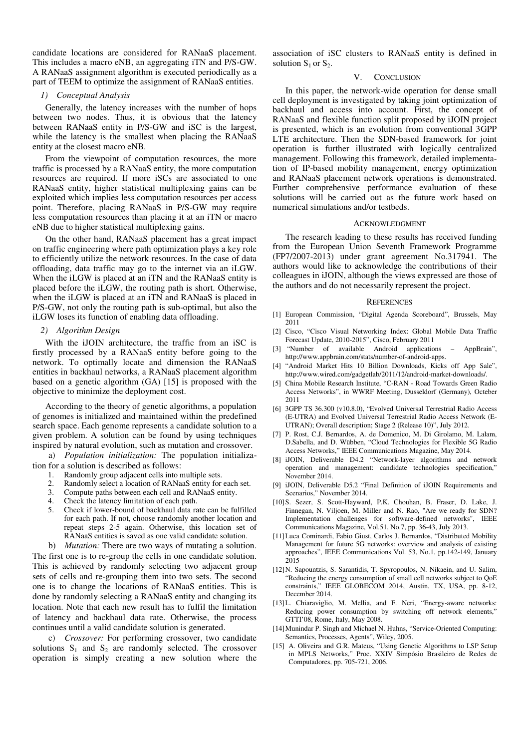candidate locations are considered for RANaaS placement. This includes a macro eNB, an aggregating iTN and P/S-GW. A RANaaS assignment algorithm is executed periodically as a part of TEEM to optimize the assignment of RANaaS entities.

*1) Conceptual Analysis*

Generally, the latency increases with the number of hops between two nodes. Thus, it is obvious that the latency between RANaaS entity in P/S-GW and iSC is the largest, while the latency is the smallest when placing the RANaaS entity at the closest macro eNB.

From the viewpoint of computation resources, the more traffic is processed by a RANaaS entity, the more computation resources are required. If more iSCs are associated to one RANaaS entity, higher statistical multiplexing gains can be exploited which implies less computation resources per access point. Therefore, placing RANaaS in P/S-GW may require less computation resources than placing it at an iTN or macro eNB due to higher statistical multiplexing gains.

On the other hand, RANaaS placement has a great impact on traffic engineering where path optimization plays a key role to efficiently utilize the network resources. In the case of data offloading, data traffic may go to the internet via an iLGW. When the iLGW is placed at an iTN and the RANaaS entity is placed before the iLGW, the routing path is short. Otherwise, when the iLGW is placed at an iTN and RANaaS is placed in P/S-GW, not only the routing path is sub-optimal, but also the iLGW loses its function of enabling data offloading.

*2) Algorithm Design*

With the iJOIN architecture, the traffic from an iSC is firstly processed by a RANaaS entity before going to the network. To optimally locate and dimension the RANaaS entities in backhaul networks, a RANaaS placement algorithm based on a genetic algorithm (GA) [15] is proposed with the objective to minimize the deployment cost.

According to the theory of genetic algorithms, a population of genomes is initialized and maintained within the predefined search space. Each genome represents a candidate solution to a given problem. A solution can be found by using techniques inspired by natural evolution, such as mutation and crossover.

a) *Population initialization:* The population initialization for a solution is described as follows:

1. Randomly group adjacent cells into multiple sets.
2. Randomly select a location of RANaaS entity for each set.
3. Compute paths between each cell and RANaaS entity.
4. Check the latency limitation of each path.
5. Check if lower-bound of backhaul data rate can be fulfilled for each path. If not, choose randomly another location and repeat steps 2-5 again. Otherwise, this location set of RANaaS entities is saved as one valid candidate solution.

b) *Mutation:* There are two ways of mutating a solution. The first one is to re-group the cells in one candidate solution. This is achieved by randomly selecting two adjacent group sets of cells and re-grouping them into two sets. The second one is to change the locations of RANaaS entities. This is done by randomly selecting a RANaaS entity and changing its location. Note that each new result has to fulfil the limitation of latency and backhaul data rate. Otherwise, the process continues until a valid candidate solution is generated.

c) *Crossover:* For performing crossover, two candidate solutions $S_1$ and $S_2$ are randomly selected. The crossover operation is simply creating a new solution where the association of iSC clusters to RANaaS entity is defined in solution $S_1$ or $S_2$.

## V. Conclusion

In this paper, the network-wide operation for dense small cell deployment is investigated by taking joint optimization of backhaul and access into account. First, the concept of RANaaS and flexible function split proposed by iJOIN project is presented, which is an evolution from conventional 3GPP LTE architecture. Then the SDN-based framework for joint operation is further illustrated with logically centralized management. Following this framework, detailed implementation of IP-based mobility management, energy optimization and RANaaS placement network operations is demonstrated. Further comprehensive performance evaluation of these solutions will be carried out as the future work based on numerical simulations and/or testbeds.

## Acknowledgment

The research leading to these results has received funding from the European Union Seventh Framework Programme (FP7/2007-2013) under grant agreement No.317941. The authors would like to acknowledge the contributions of their colleagues in iJOIN, although the views expressed are those of the authors and do not necessarily represent the project.

## References

[1] European Commission, "Digital Agenda Scoreboard", Brussels, May 2011

[2] Cisco, "Cisco Visual Networking Index: Global Mobile Data Traffic Forecast Update, 2010-2015", Cisco, February 2011

[3] "Number of available Android applications – AppBrain", http://www.appbrain.com/stats/number-of-android-apps.

[4] "Android Market Hits 10 Billion Downloads, Kicks off App Sale", http://www.wired.com/gadgetlab/2011/12/android-market-downloads/.

[5] China Mobile Research Institute, "C-RAN - Road Towards Green Radio Access Networks", in WWRF Meeting, Dusseldorf (Germany), Octeber 2011

[6] 3GPP TS 36.300 (v10.8.0), "Evolved Universal Terrestrial Radio Access (E-UTRA) and Evolved Universal Terrestrial Radio Access Network (E-UTRAN); Overall description; Stage 2 (Release 10)", July 2012.

[7] P. Rost, C.J. Bernardos, de Domenico, M. Di Girolamo, M. Lalam, D.Sabella, and D. Wübben, "Cloud Technologies for Flexible 5G Radio Access Networks," IEEE Communications Magazine, May 2014.

[8] iJOIN, Deliverable D4.2 "Network-layer algorithms and network operation and management: candidate technologies specification," November 2014.

[9] iJOIN, Deliverable D5.2 "Final Definition of iJOIN Requirements and Scenarios," November 2014.

[10] S. Sezer, S. Scott-Hayward, P.K. Chouhan, B. Fraser, D. Lake, J. Finnegan, N. Viljoen, M. Miller and N. Rao, "Are we ready for SDN? Implementation challenges for software-defined networks", IEEE Communications Magazine, Vol.51, No.7, pp. 36-43, July 2013.

[11] Luca Cominardi, Fabio Giust, Carlos J. Bernardos, "Distributed Mobility Management for future 5G networks: overview and analysis of existing approaches", IEEE Communications Vol. 53, No.1, pp.142-149, January 2015

[12] N. Sapountzis, S. Sarantidis, T. Spyropoulos, N. Nikaein, and U. Salim, "Reducing the energy consumption of small cell networks subject to QoE constraints," IEEE GLOBECOM 2014, Austin, TX, USA, pp. 8-12, December 2014.

[13] L. Chiaraviglio, M. Mellia, and F. Neri, "Energy-aware networks: Reducing power consumption by switching off network elements," GTTI'08, Rome, Italy, May 2008.

[14] Munindar P. Singh and Michael N. Huhns, "Service-Oriented Computing: Semantics, Processes, Agents", Wiley, 2005.

[15] A. Oliveira and G.R. Mateus, "Using Genetic Algorithms to LSP Setup in MPLS Networks," Proc. XXIV Simpósio Brasileiro de Redes de Computadores, pp. 705-721, 2006.